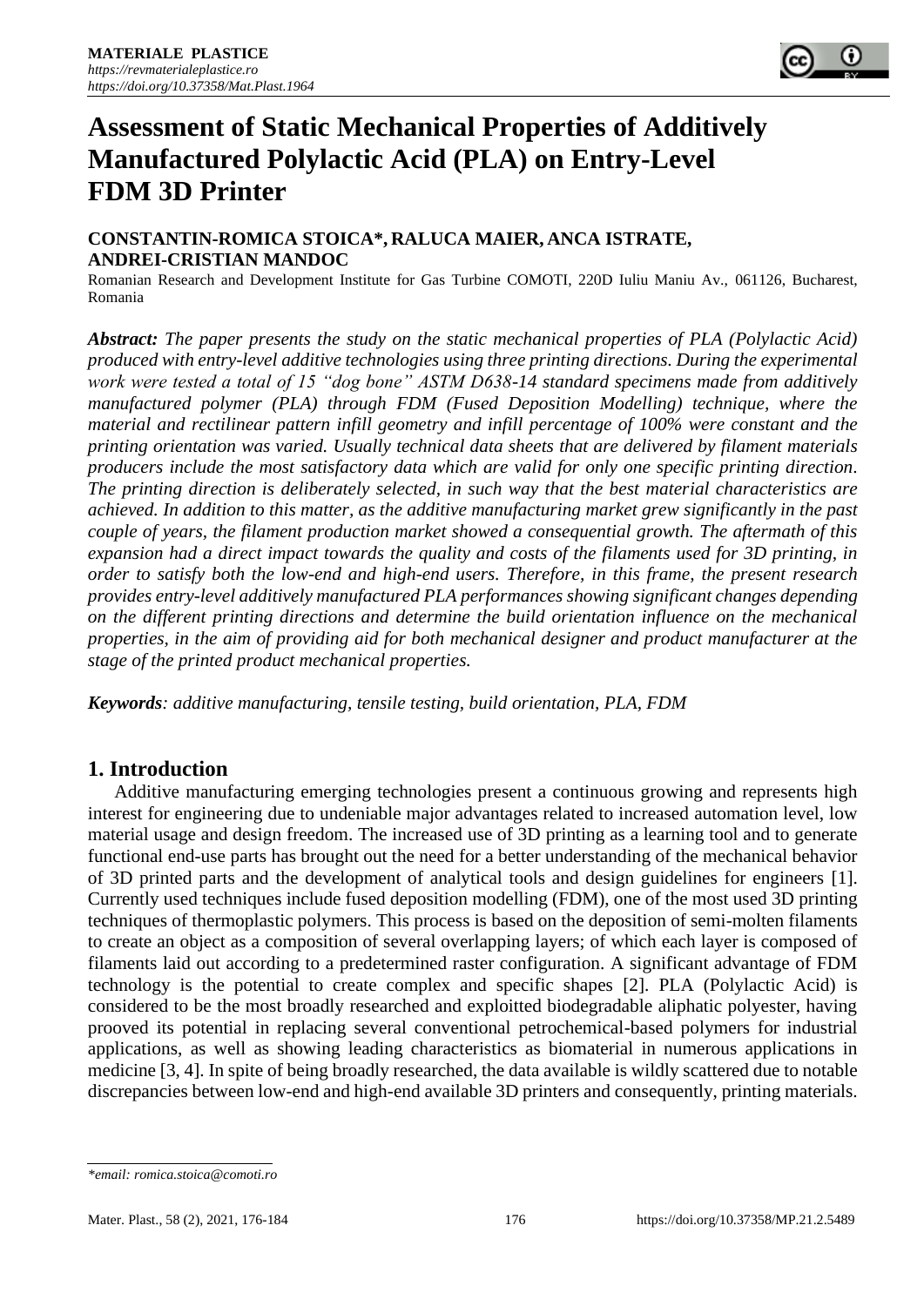# Assessment of Static Mechanical Properties of Additively Manufactured Polylactic Acid (PLA) on Entry-Level FDM 3D Printer

**CONSTANTIN-ROMICA STOICA*, RALUCA MAIER, ANCA ISTRATE, ANDREI-CRISTIAN MANDOC**

Romanian Research and Development Institute for Gas Turbine COMOTI, 220D Iuliu Maniu Av., 061126, Bucharest, Romania

***Abstract:*** *The paper presents the study on the static mechanical properties of PLA (Polylactic Acid) produced with entry-level additive technologies using three printing directions. During the experimental work were tested a total of 15 "dog bone" ASTM D638-14 standard specimens made from additively manufactured polymer (PLA) through FDM (Fused Deposition Modelling) technique, where the material and rectilinear pattern infill geometry and infill percentage of 100% were constant and the printing orientation was varied. Usually technical data sheets that are delivered by filament materials producers include the most satisfactory data which are valid for only one specific printing direction. The printing direction is deliberately selected, in such way that the best material characteristics are achieved. In addition to this matter, as the additive manufacturing market grew significantly in the past couple of years, the filament production market showed a consequential growth. The aftermath of this expansion had a direct impact towards the quality and costs of the filaments used for 3D printing, in order to satisfy both the low-end and high-end users. Therefore, in this frame, the present research provides entry-level additively manufactured PLA performances showing significant changes depending on the different printing directions and determine the build orientation influence on the mechanical properties, in the aim of providing aid for both mechanical designer and product manufacturer at the stage of the printed product mechanical properties.*

***Keywords****: additive manufacturing, tensile testing, build orientation, PLA, FDM*

## 1. Introduction

Additive manufacturing emerging technologies present a continuous growing and represents high interest for engineering due to undeniable major advantages related to increased automation level, low material usage and design freedom. The increased use of 3D printing as a learning tool and to generate functional end-use parts has brought out the need for a better understanding of the mechanical behavior of 3D printed parts and the development of analytical tools and design guidelines for engineers [1]. Currently used techniques include fused deposition modelling (FDM), one of the most used 3D printing techniques of thermoplastic polymers. This process is based on the deposition of semi-molten filaments to create an object as a composition of several overlapping layers; of which each layer is composed of filaments laid out according to a predetermined raster configuration. A significant advantage of FDM technology is the potential to create complex and specific shapes [2]. PLA (Polylactic Acid) is considered to be the most broadly researched and exploitted biodegradable aliphatic polyester, having prooved its potential in replacing several conventional petrochemical-based polymers for industrial applications, as well as showing leading characteristics as biomaterial in numerous applications in medicine [3, 4]. In spite of being broadly researched, the data available is wildly scattered due to notable discrepancies between low-end and high-end available 3D printers and consequently, printing materials.

*\*email: romica.stoica@comoti.ro*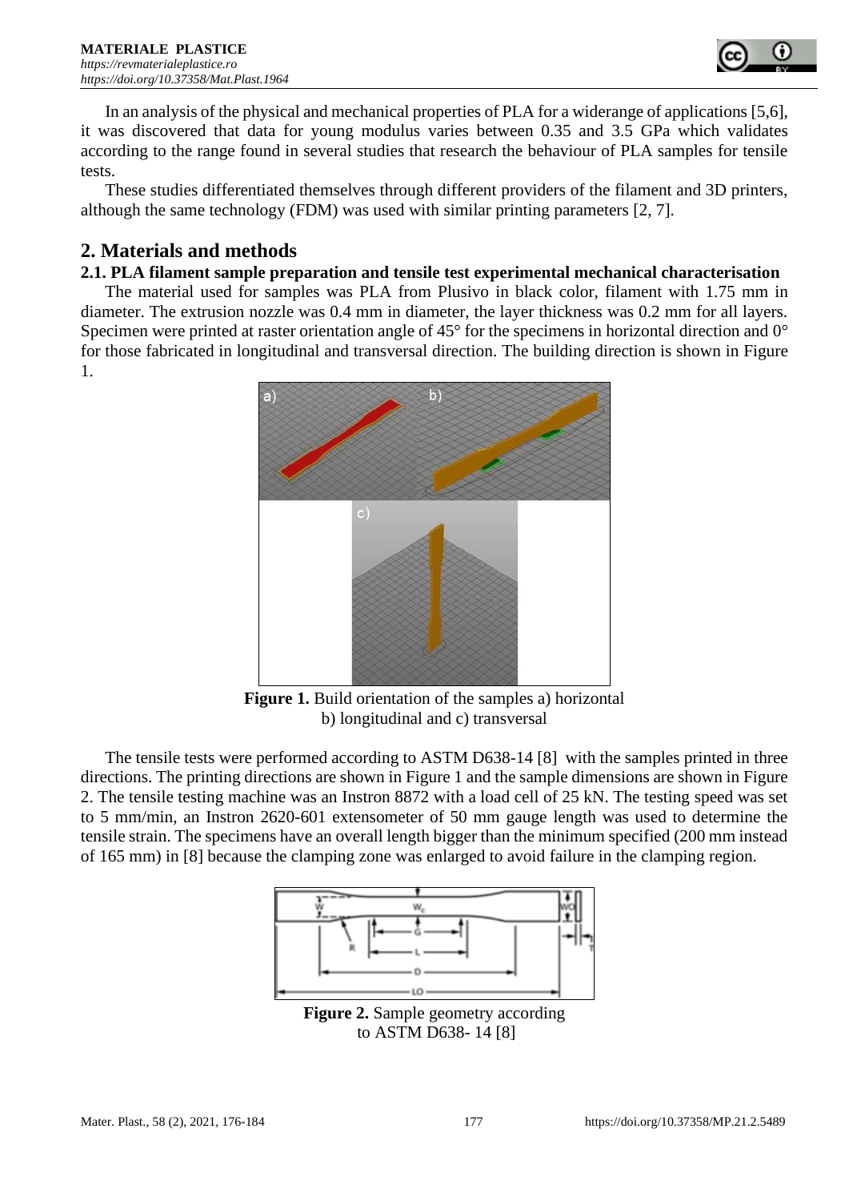In an analysis of the physical and mechanical properties of PLA for a widerange of applications [5,6], it was discovered that data for young modulus varies between 0.35 and 3.5 GPa which validates according to the range found in several studies that research the behaviour of PLA samples for tensile tests.

These studies differentiated themselves through different providers of the filament and 3D printers, although the same technology (FDM) was used with similar printing parameters [2, 7].

## 2. Materials and methods

### 2.1. PLA filament sample preparation and tensile test experimental mechanical characterisation

The material used for samples was PLA from Plusivo in black color, filament with 1.75 mm in diameter. The extrusion nozzle was 0.4 mm in diameter, the layer thickness was 0.2 mm for all layers. Specimen were printed at raster orientation angle of 45° for the specimens in horizontal direction and 0° for those fabricated in longitudinal and transversal direction. The building direction is shown in Figure 1.

**Figure 1.** Build orientation of the samples a) horizontal b) longitudinal and c) transversal

The tensile tests were performed according to ASTM D638-14 [8] with the samples printed in three directions. The printing directions are shown in Figure 1 and the sample dimensions are shown in Figure 2. The tensile testing machine was an Instron 8872 with a load cell of 25 kN. The testing speed was set to 5 mm/min, an Instron 2620-601 extensometer of 50 mm gauge length was used to determine the tensile strain. The specimens have an overall length bigger than the minimum specified (200 mm instead of 165 mm) in [8] because the clamping zone was enlarged to avoid failure in the clamping region.

**Figure 2.** Sample geometry according to ASTM D638- 14 [8]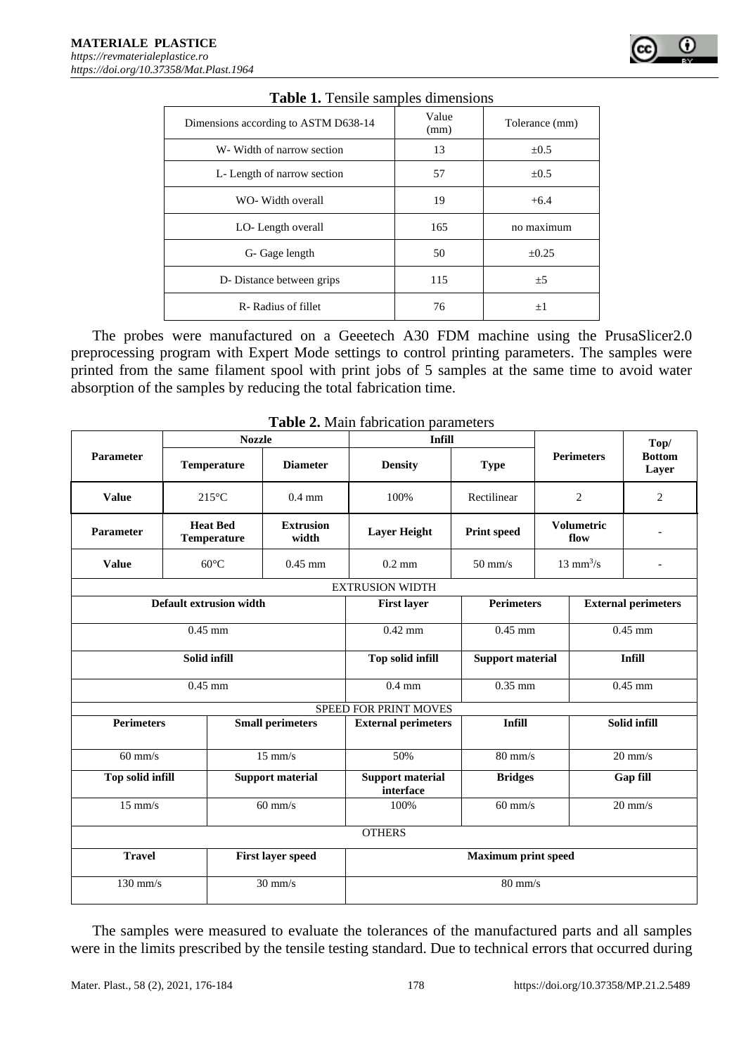**Table 1.** Tensile samples dimensions

| Dimensions according to ASTM D638-14 | Value (mm) | Tolerance (mm) |
|---|---|---|
| W- Width of narrow section | 13 | ±0.5 |
| L- Length of narrow section | 57 | ±0.5 |
| WO- Width overall | 19 | +6.4 |
| LO- Length overall | 165 | no maximum |
| G- Gage length | 50 | ±0.25 |
| D- Distance between grips | 115 | ±5 |
| R- Radius of fillet | 76 | ±1 |

The probes were manufactured on a Geeetech A30 FDM machine using the PrusaSlicer2.0 preprocessing program with Expert Mode settings to control printing parameters. The samples were printed from the same filament spool with print jobs of 5 samples at the same time to avoid water absorption of the samples by reducing the total fabrication time.

**Table 2.** Main fabrication parameters

| **Parameter** | **Nozzle** | | **Infill** | | **Perimeters** | **Top/ Bottom Layer** |
|---|---|---|---|---|---|---|
| | **Temperature** | **Diameter** | **Density** | **Type** | | |
| **Value** | 215°C | 0.4 mm | 100% | Rectilinear | 2 | 2 |
| **Parameter** | **Heat Bed Temperature** | **Extrusion width** | **Layer Height** | **Print speed** | **Volumetric flow** | - |
| **Value** | 60°C | 0.45 mm | 0.2 mm | 50 mm/s | 13 $mm^3/s$ | - |

| EXTRUSION WIDTH | | | |
|---|---|---|---|
| **Default extrusion width** | **First layer** | **Perimeters** | **External perimeters** |
| 0.45 mm | 0.42 mm | 0.45 mm | 0.45 mm |
| **Solid infill** | **Top solid infill** | **Support material** | **Infill** |
| 0.45 mm | 0.4 mm | 0.35 mm | 0.45 mm |

| SPEED FOR PRINT MOVES | | | | |
|---|---|---|---|---|
| **Perimeters** | **Small perimeters** | **External perimeters** | **Infill** | **Solid infill** |
| 60 mm/s | 15 mm/s | 50% | 80 mm/s | 20 mm/s |
| **Top solid infill** | **Support material** | **Support material interface** | **Bridges** | **Gap fill** |
| 15 mm/s | 60 mm/s | 100% | 60 mm/s | 20 mm/s |

| OTHERS | | |
|---|---|---|
| **Travel** | **First layer speed** | **Maximum print speed** |
| 130 mm/s | 30 mm/s | 80 mm/s |

The samples were measured to evaluate the tolerances of the manufactured parts and all samples were in the limits prescribed by the tensile testing standard. Due to technical errors that occurred during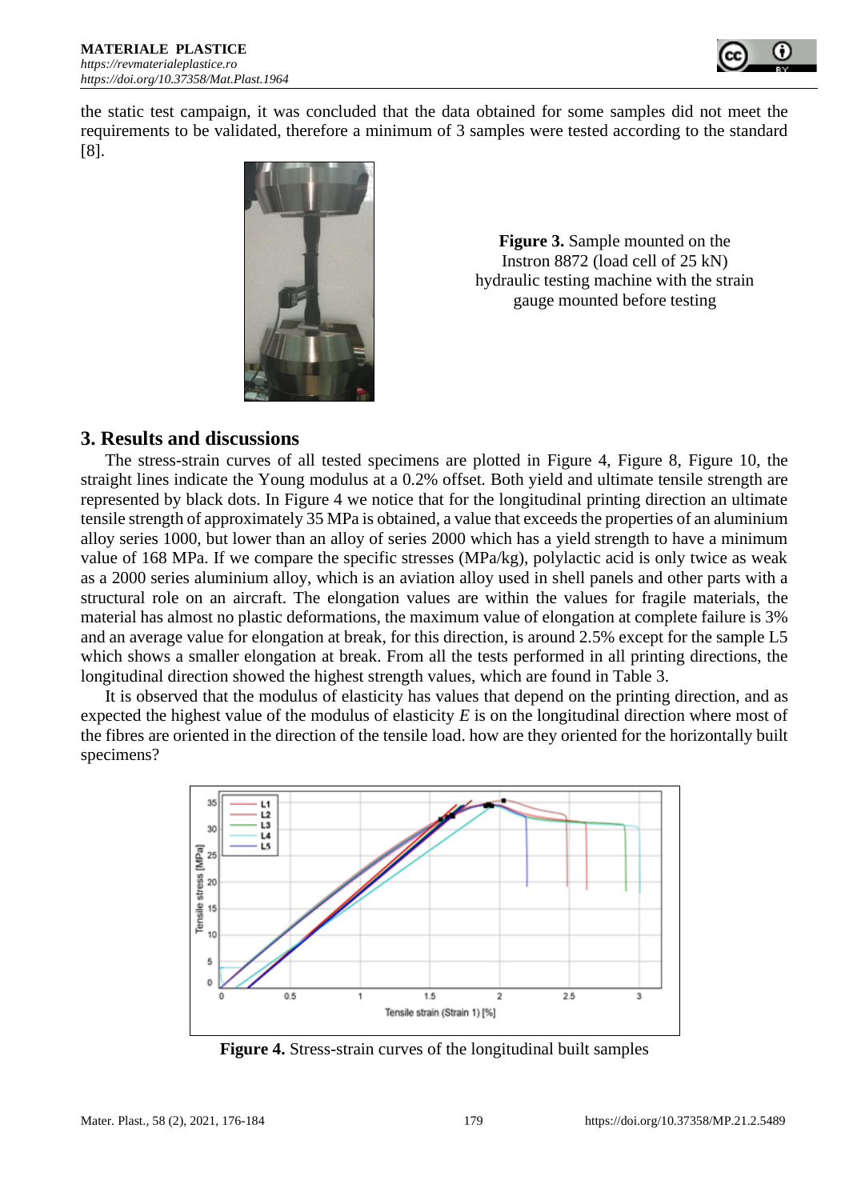the static test campaign, it was concluded that the data obtained for some samples did not meet the requirements to be validated, therefore a minimum of 3 samples were tested according to the standard [8].

**Figure 3.** Sample mounted on the Instron 8872 (load cell of 25 kN) hydraulic testing machine with the strain gauge mounted before testing

## 3. Results and discussions

The stress-strain curves of all tested specimens are plotted in Figure 4, Figure 8, Figure 10, the straight lines indicate the Young modulus at a 0.2% offset. Both yield and ultimate tensile strength are represented by black dots. In Figure 4 we notice that for the longitudinal printing direction an ultimate tensile strength of approximately 35 MPa is obtained, a value that exceeds the properties of an aluminium alloy series 1000, but lower than an alloy of series 2000 which has a yield strength to have a minimum value of 168 MPa. If we compare the specific stresses (MPa/kg), polylactic acid is only twice as weak as a 2000 series aluminium alloy, which is an aviation alloy used in shell panels and other parts with a structural role on an aircraft. The elongation values are within the values for fragile materials, the material has almost no plastic deformations, the maximum value of elongation at complete failure is 3% and an average value for elongation at break, for this direction, is around 2.5% except for the sample L5 which shows a smaller elongation at break. From all the tests performed in all printing directions, the longitudinal direction showed the highest strength values, which are found in Table 3.

It is observed that the modulus of elasticity has values that depend on the printing direction, and as expected the highest value of the modulus of elasticity *E* is on the longitudinal direction where most of the fibres are oriented in the direction of the tensile load. how are they oriented for the horizontally built specimens?

**Figure 4.** Stress-strain curves of the longitudinal built samples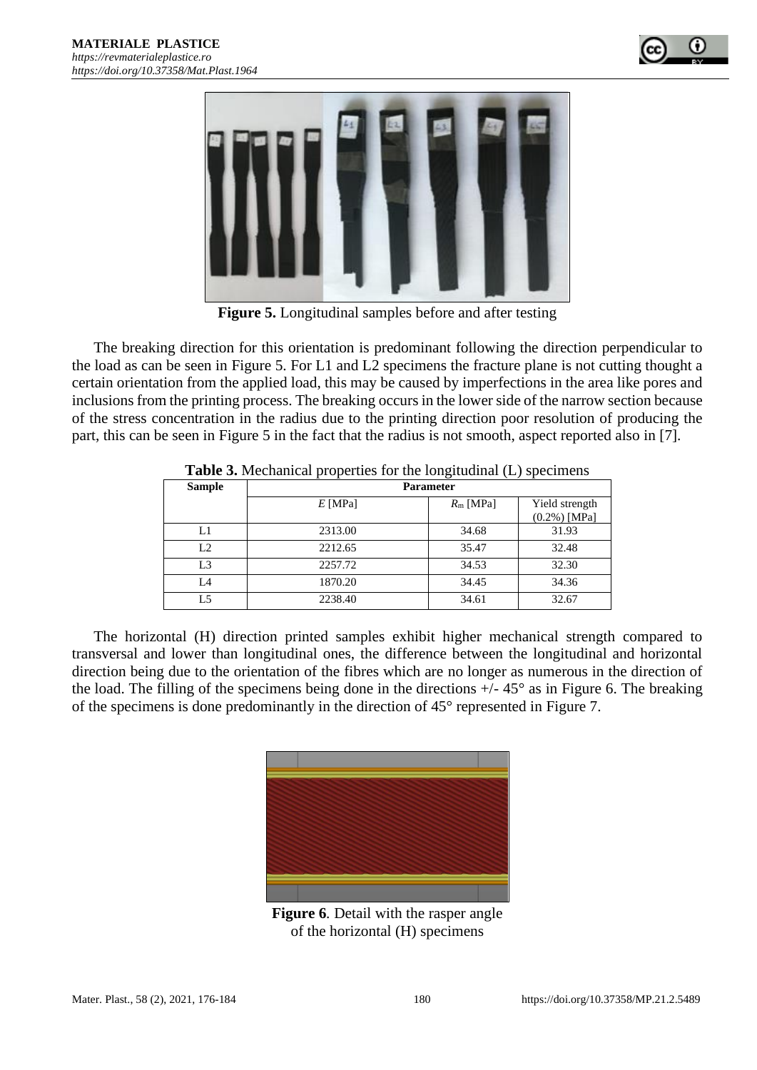**Figure 5.** Longitudinal samples before and after testing

The breaking direction for this orientation is predominant following the direction perpendicular to the load as can be seen in Figure 5. For L1 and L2 specimens the fracture plane is not cutting thought a certain orientation from the applied load, this may be caused by imperfections in the area like pores and inclusions from the printing process. The breaking occurs in the lower side of the narrow section because of the stress concentration in the radius due to the printing direction poor resolution of producing the part, this can be seen in Figure 5 in the fact that the radius is not smooth, aspect reported also in [7].

**Table 3.** Mechanical properties for the longitudinal (L) specimens

| Sample | Parameter | | |
|---|---|---|---|
| | $E$ [MPa] | $R_m$ [MPa] | Yield strength (0.2%) [MPa] |
| L1 | 2313.00 | 34.68 | 31.93 |
| L2 | 2212.65 | 35.47 | 32.48 |
| L3 | 2257.72 | 34.53 | 32.30 |
| L4 | 1870.20 | 34.45 | 34.36 |
| L5 | 2238.40 | 34.61 | 32.67 |

The horizontal (H) direction printed samples exhibit higher mechanical strength compared to transversal and lower than longitudinal ones, the difference between the longitudinal and horizontal direction being due to the orientation of the fibres which are no longer as numerous in the direction of the load. The filling of the specimens being done in the directions +/- 45° as in Figure 6. The breaking of the specimens is done predominantly in the direction of 45° represented in Figure 7.

**Figure 6**. Detail with the rasper angle of the horizontal (H) specimens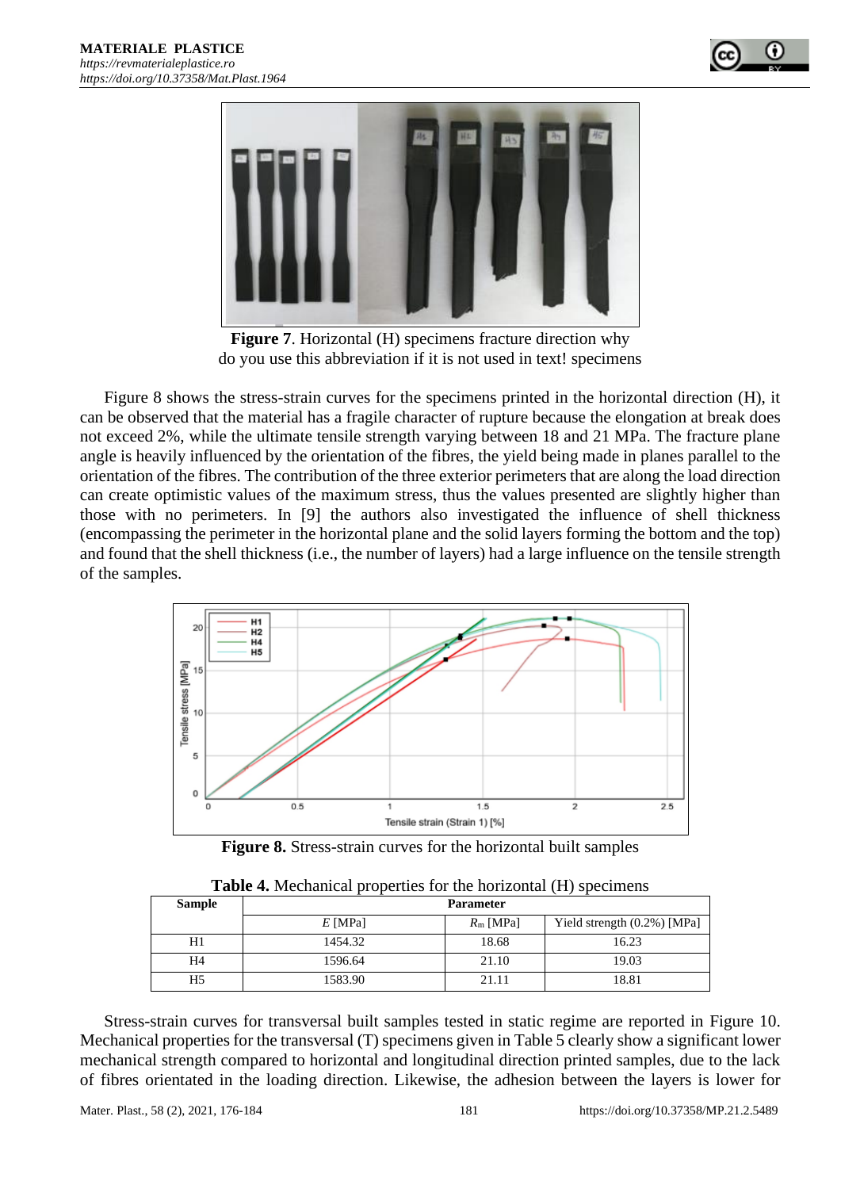**Figure 7**. Horizontal (H) specimens fracture direction why do you use this abbreviation if it is not used in text! specimens

Figure 8 shows the stress-strain curves for the specimens printed in the horizontal direction (H), it can be observed that the material has a fragile character of rupture because the elongation at break does not exceed 2%, while the ultimate tensile strength varying between 18 and 21 MPa. The fracture plane angle is heavily influenced by the orientation of the fibres, the yield being made in planes parallel to the orientation of the fibres. The contribution of the three exterior perimeters that are along the load direction can create optimistic values of the maximum stress, thus the values presented are slightly higher than those with no perimeters. In [9] the authors also investigated the influence of shell thickness (encompassing the perimeter in the horizontal plane and the solid layers forming the bottom and the top) and found that the shell thickness (i.e., the number of layers) had a large influence on the tensile strength of the samples.

**Figure 8.** Stress-strain curves for the horizontal built samples

**Table 4.** Mechanical properties for the horizontal (H) specimens

| Sample | Parameter | | |
|---|---|---|---|
| | $E$ [MPa] | $R_m$ [MPa] | Yield strength (0.2%) [MPa] |
| H1 | 1454.32 | 18.68 | 16.23 |
| H4 | 1596.64 | 21.10 | 19.03 |
| H5 | 1583.90 | 21.11 | 18.81 |

Stress-strain curves for transversal built samples tested in static regime are reported in Figure 10. Mechanical properties for the transversal (T) specimens given in Table 5 clearly show a significant lower mechanical strength compared to horizontal and longitudinal direction printed samples, due to the lack of fibres orientated in the loading direction. Likewise, the adhesion between the layers is lower for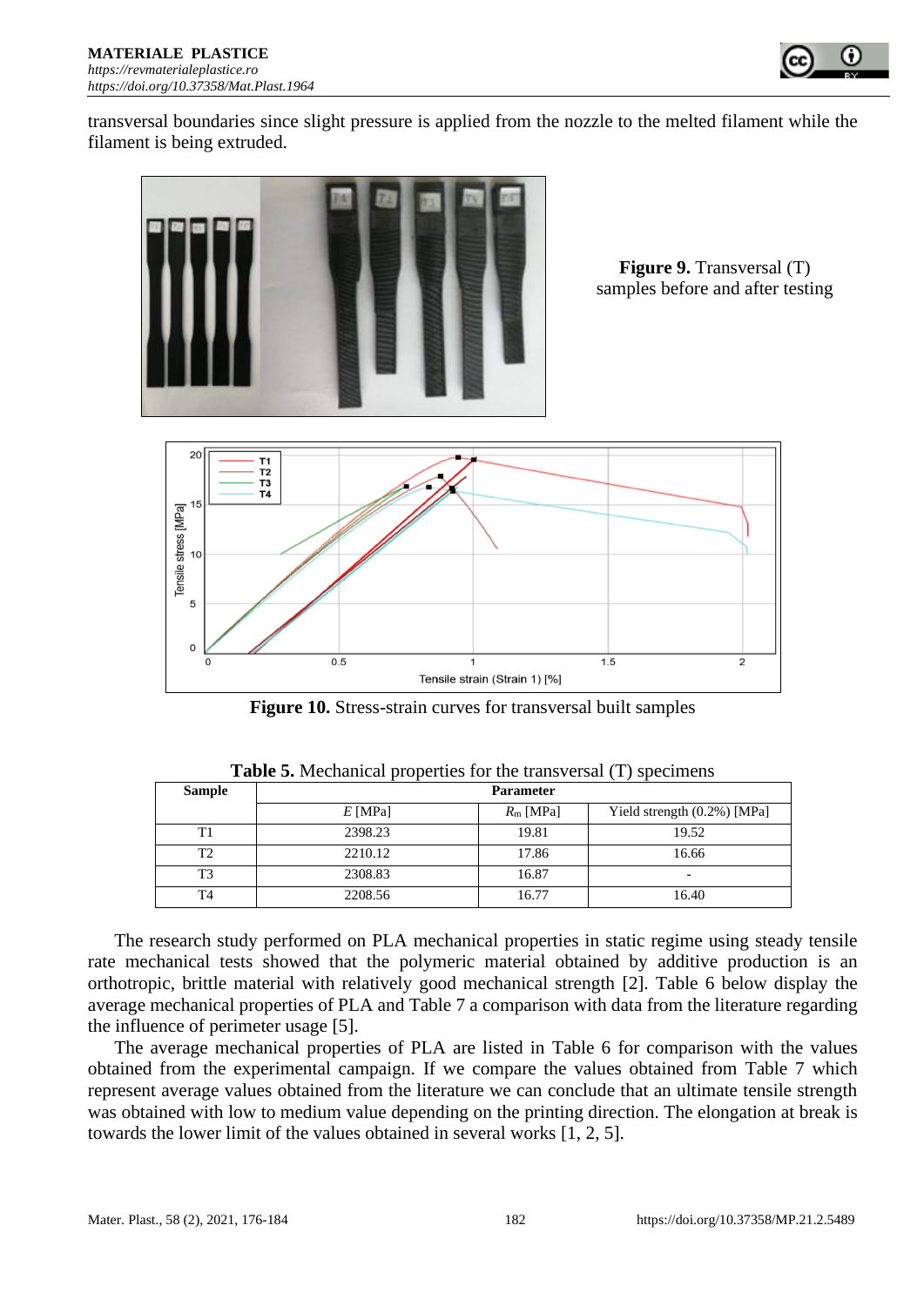transversal boundaries since slight pressure is applied from the nozzle to the melted filament while the filament is being extruded.

**Figure 9.** Transversal (T) samples before and after testing

**Figure 10.** Stress-strain curves for transversal built samples

**Table 5.** Mechanical properties for the transversal (T) specimens

| Sample | Parameter | | |
|---|---|---|---|
| | *E* [MPa] | $R_m$ [MPa] | Yield strength (0.2%) [MPa] |
| T1 | 2398.23 | 19.81 | 19.52 |
| T2 | 2210.12 | 17.86 | 16.66 |
| T3 | 2308.83 | 16.87 | - |
| T4 | 2208.56 | 16.77 | 16.40 |

The research study performed on PLA mechanical properties in static regime using steady tensile rate mechanical tests showed that the polymeric material obtained by additive production is an orthotropic, brittle material with relatively good mechanical strength [2]. Table 6 below display the average mechanical properties of PLA and Table 7 a comparison with data from the literature regarding the influence of perimeter usage [5].

The average mechanical properties of PLA are listed in Table 6 for comparison with the values obtained from the experimental campaign. If we compare the values obtained from Table 7 which represent average values obtained from the literature we can conclude that an ultimate tensile strength was obtained with low to medium value depending on the printing direction. The elongation at break is towards the lower limit of the values obtained in several works [1, 2, 5].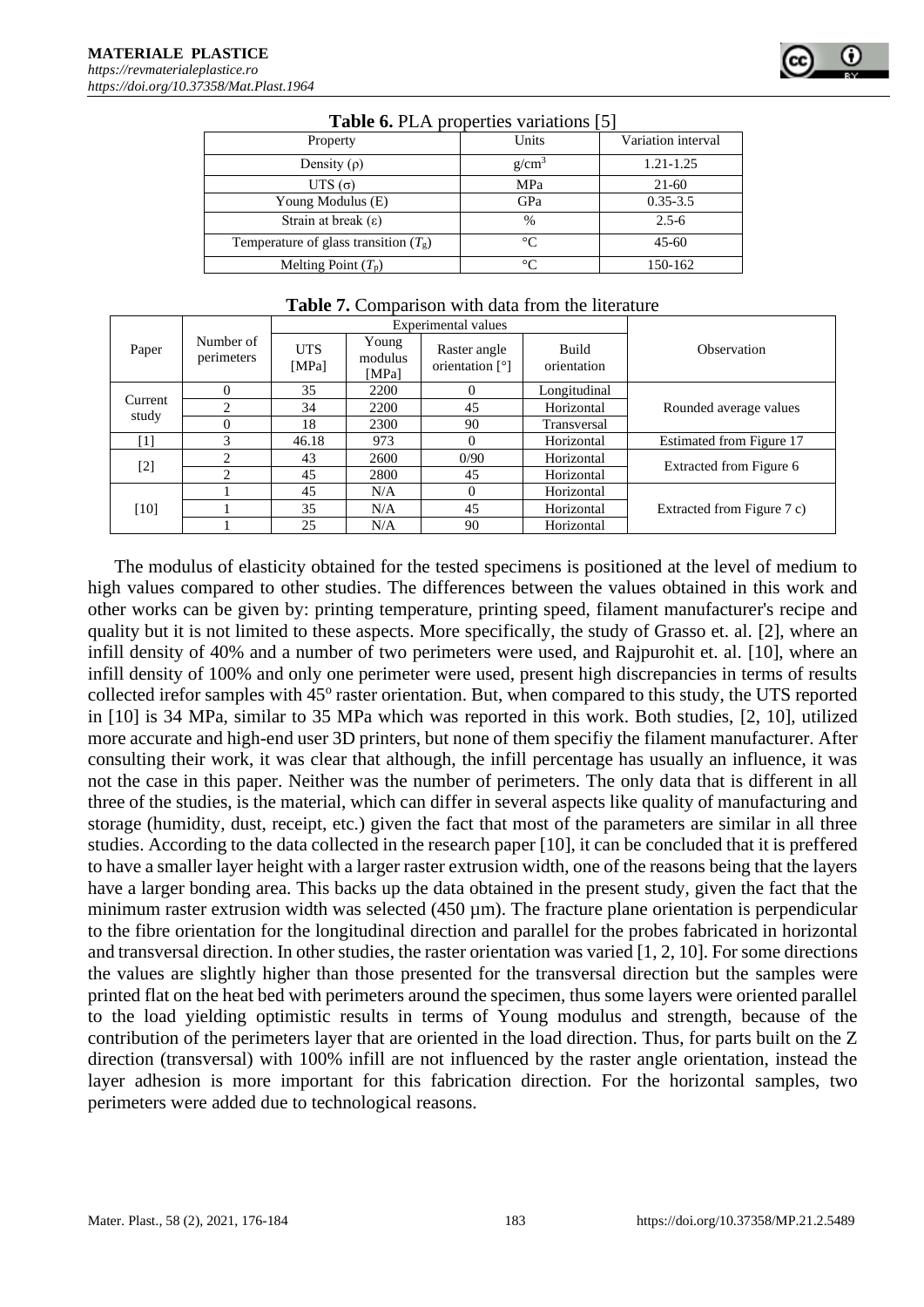**Table 6.** PLA properties variations [5]

| Property | Units | Variation interval |
|---|---|---|
| Density (ρ) | $g/cm^3$ | 1.21-1.25 |
| UTS (σ) | MPa | 21-60 |
| Young Modulus (E) | GPa | 0.35-3.5 |
| Strain at break (ε) | % | 2.5-6 |
| Temperature of glass transition ($T_g$) | °C | 45-60 |
| Melting Point ($T_p$) | °C | 150-162 |

**Table 7.** Comparison with data from the literature

| Paper | Number of perimeters | Experimental values | | | | Observation |
|---|---|---|---|---|---|---|
| | | UTS [MPa] | Young modulus [MPa] | Raster angle orientation [°] | Build orientation | |
| Current study | 0 | 35 | 2200 | 0 | Longitudinal | Rounded average values |
| | 2 | 34 | 2200 | 45 | Horizontal | |
| | 0 | 18 | 2300 | 90 | Transversal | |
| [1] | 3 | 46.18 | 973 | 0 | Horizontal | Estimated from Figure 17 |
| [2] | 2 | 43 | 2600 | 0/90 | Horizontal | Extracted from Figure 6 |
| | 2 | 45 | 2800 | 45 | Horizontal | |
| [10] | 1 | 45 | N/A | 0 | Horizontal | Extracted from Figure 7 c) |
| | 1 | 35 | N/A | 45 | Horizontal | |
| | 1 | 25 | N/A | 90 | Horizontal | |

The modulus of elasticity obtained for the tested specimens is positioned at the level of medium to high values compared to other studies. The differences between the values obtained in this work and other works can be given by: printing temperature, printing speed, filament manufacturer's recipe and quality but it is not limited to these aspects. More specifically, the study of Grasso et. al. [2], where an infill density of 40% and a number of two perimeters were used, and Rajpurohit et. al. [10], where an infill density of 100% and only one perimeter were used, present high discrepancies in terms of results collected irefor samples with 45° raster orientation. But, when compared to this study, the UTS reported in [10] is 34 MPa, similar to 35 MPa which was reported in this work. Both studies, [2, 10], utilized more accurate and high-end user 3D printers, but none of them specifiy the filament manufacturer. After consulting their work, it was clear that although, the infill percentage has usually an influence, it was not the case in this paper. Neither was the number of perimeters. The only data that is different in all three of the studies, is the material, which can differ in several aspects like quality of manufacturing and storage (humidity, dust, receipt, etc.) given the fact that most of the parameters are similar in all three studies. According to the data collected in the research paper [10], it can be concluded that it is preffered to have a smaller layer height with a larger raster extrusion width, one of the reasons being that the layers have a larger bonding area. This backs up the data obtained in the present study, given the fact that the minimum raster extrusion width was selected (450 µm). The fracture plane orientation is perpendicular to the fibre orientation for the longitudinal direction and parallel for the probes fabricated in horizontal and transversal direction. In other studies, the raster orientation was varied [1, 2, 10]. For some directions the values are slightly higher than those presented for the transversal direction but the samples were printed flat on the heat bed with perimeters around the specimen, thus some layers were oriented parallel to the load yielding optimistic results in terms of Young modulus and strength, because of the contribution of the perimeters layer that are oriented in the load direction. Thus, for parts built on the Z direction (transversal) with 100% infill are not influenced by the raster angle orientation, instead the layer adhesion is more important for this fabrication direction. For the horizontal samples, two perimeters were added due to technological reasons.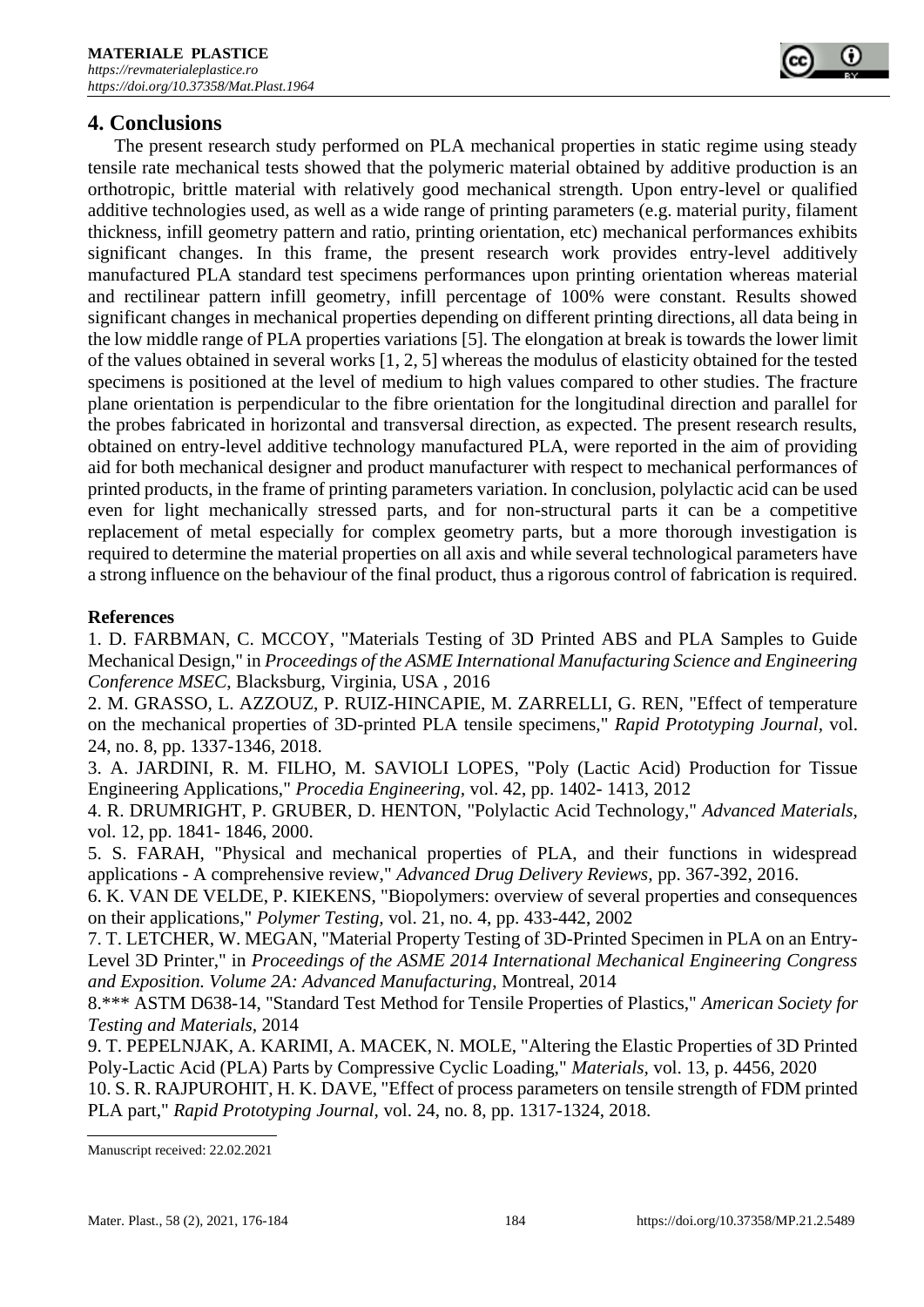## 4. Conclusions

The present research study performed on PLA mechanical properties in static regime using steady tensile rate mechanical tests showed that the polymeric material obtained by additive production is an orthotropic, brittle material with relatively good mechanical strength. Upon entry-level or qualified additive technologies used, as well as a wide range of printing parameters (e.g. material purity, filament thickness, infill geometry pattern and ratio, printing orientation, etc) mechanical performances exhibits significant changes. In this frame, the present research work provides entry-level additively manufactured PLA standard test specimens performances upon printing orientation whereas material and rectilinear pattern infill geometry, infill percentage of 100% were constant. Results showed significant changes in mechanical properties depending on different printing directions, all data being in the low middle range of PLA properties variations [5]. The elongation at break is towards the lower limit of the values obtained in several works [1, 2, 5] whereas the modulus of elasticity obtained for the tested specimens is positioned at the level of medium to high values compared to other studies. The fracture plane orientation is perpendicular to the fibre orientation for the longitudinal direction and parallel for the probes fabricated in horizontal and transversal direction, as expected. The present research results, obtained on entry-level additive technology manufactured PLA, were reported in the aim of providing aid for both mechanical designer and product manufacturer with respect to mechanical performances of printed products, in the frame of printing parameters variation. In conclusion, polylactic acid can be used even for light mechanically stressed parts, and for non-structural parts it can be a competitive replacement of metal especially for complex geometry parts, but a more thorough investigation is required to determine the material properties on all axis and while several technological parameters have a strong influence on the behaviour of the final product, thus a rigorous control of fabrication is required.

**References**

1. D. FARBMAN, C. MCCOY, "Materials Testing of 3D Printed ABS and PLA Samples to Guide Mechanical Design," in *Proceedings of the ASME International Manufacturing Science and Engineering Conference MSEC*, Blacksburg, Virginia, USA , 2016

2. M. GRASSO, L. AZZOUZ, P. RUIZ-HINCAPIE, M. ZARRELLI, G. REN, "Effect of temperature on the mechanical properties of 3D-printed PLA tensile specimens," *Rapid Prototyping Journal*, vol. 24, no. 8, pp. 1337-1346, 2018.

3. A. JARDINI, R. M. FILHO, M. SAVIOLI LOPES, "Poly (Lactic Acid) Production for Tissue Engineering Applications," *Procedia Engineering*, vol. 42, pp. 1402- 1413, 2012

4. R. DRUMRIGHT, P. GRUBER, D. HENTON, "Polylactic Acid Technology," *Advanced Materials*, vol. 12, pp. 1841- 1846, 2000.

5. S. FARAH, "Physical and mechanical properties of PLA, and their functions in widespread applications - A comprehensive review," *Advanced Drug Delivery Reviews*, pp. 367-392, 2016.

6. K. VAN DE VELDE, P. KIEKENS, "Biopolymers: overview of several properties and consequences on their applications," *Polymer Testing*, vol. 21, no. 4, pp. 433-442, 2002

7. T. LETCHER, W. MEGAN, "Material Property Testing of 3D-Printed Specimen in PLA on an Entry-Level 3D Printer," in *Proceedings of the ASME 2014 International Mechanical Engineering Congress and Exposition. Volume 2A: Advanced Manufacturing*, Montreal, 2014

8.*** ASTM D638-14, "Standard Test Method for Tensile Properties of Plastics," *American Society for Testing and Materials*, 2014

9. T. PEPELNJAK, A. KARIMI, A. MACEK, N. MOLE, "Altering the Elastic Properties of 3D Printed Poly-Lactic Acid (PLA) Parts by Compressive Cyclic Loading," *Materials*, vol. 13, p. 4456, 2020

10. S. R. RAJPUROHIT, H. K. DAVE, "Effect of process parameters on tensile strength of FDM printed PLA part," *Rapid Prototyping Journal*, vol. 24, no. 8, pp. 1317-1324, 2018.

---

Manuscript received: 22.02.2021